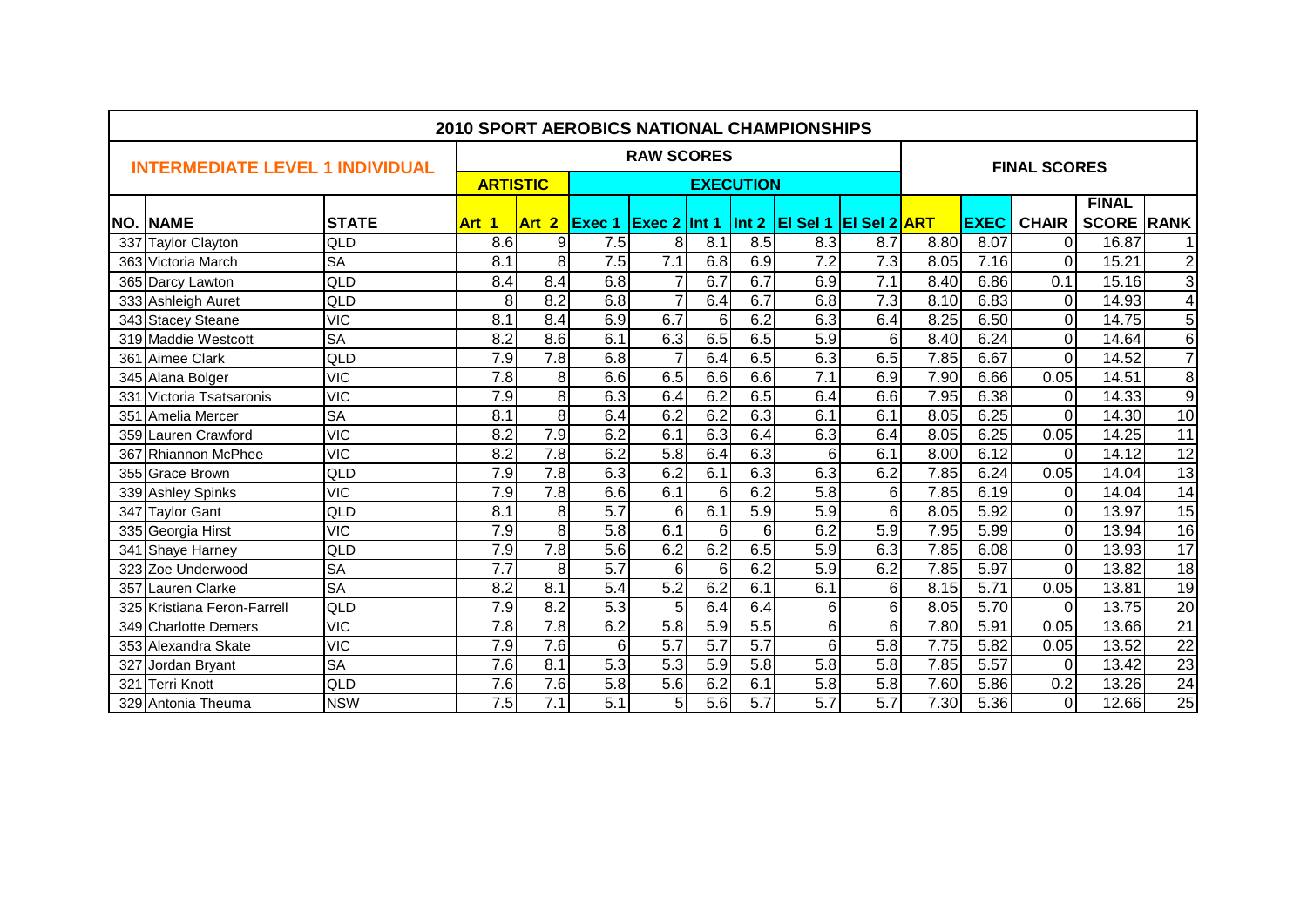# 2010 SPORT AEROBICS NATIONAL CHAMPIONSHIPS

## INTERMEDIATE LEVEL 1 INDIVIDUAL

| | | | RAW SCORES | | | | | | | | FINAL SCORES | | | | |
|---|---|---|---|---|---|---|---|---|---|---|---|---|---|---|---|
| | | | ARTISTIC | | EXECUTION | | | | | | | | | | |
| NO. | NAME | STATE | Art 1 | Art 2 | Exec 1 | Exec 2 | Int 1 | Int 2 | El Sel 1 | El Sel 2 | ART | EXEC | CHAIR | FINAL SCORE | RANK |
| 337 | Taylor Clayton | QLD | 8.6 | 9 | 7.5 | 8 | 8.1 | 8.5 | 8.3 | 8.7 | 8.80 | 8.07 | 0 | 16.87 | 1 |
| 363 | Victoria March | SA | 8.1 | 8 | 7.5 | 7.1 | 6.8 | 6.9 | 7.2 | 7.3 | 8.05 | 7.16 | 0 | 15.21 | 2 |
| 365 | Darcy Lawton | QLD | 8.4 | 8.4 | 6.8 | 7 | 6.7 | 6.7 | 6.9 | 7.1 | 8.40 | 6.86 | 0.1 | 15.16 | 3 |
| 333 | Ashleigh Auret | QLD | 8 | 8.2 | 6.8 | 7 | 6.4 | 6.7 | 6.8 | 7.3 | 8.10 | 6.83 | 0 | 14.93 | 4 |
| 343 | Stacey Steane | VIC | 8.1 | 8.4 | 6.9 | 6.7 | 6 | 6.2 | 6.3 | 6.4 | 8.25 | 6.50 | 0 | 14.75 | 5 |
| 319 | Maddie Westcott | SA | 8.2 | 8.6 | 6.1 | 6.3 | 6.5 | 6.5 | 5.9 | 6 | 8.40 | 6.24 | 0 | 14.64 | 6 |
| 361 | Aimee Clark | QLD | 7.9 | 7.8 | 6.8 | 7 | 6.4 | 6.5 | 6.3 | 6.5 | 7.85 | 6.67 | 0 | 14.52 | 7 |
| 345 | Alana Bolger | VIC | 7.8 | 8 | 6.6 | 6.5 | 6.6 | 6.6 | 7.1 | 6.9 | 7.90 | 6.66 | 0.05 | 14.51 | 8 |
| 331 | Victoria Tsatsaronis | VIC | 7.9 | 8 | 6.3 | 6.4 | 6.2 | 6.5 | 6.4 | 6.6 | 7.95 | 6.38 | 0 | 14.33 | 9 |
| 351 | Amelia Mercer | SA | 8.1 | 8 | 6.4 | 6.2 | 6.2 | 6.3 | 6.1 | 6.1 | 8.05 | 6.25 | 0 | 14.30 | 10 |
| 359 | Lauren Crawford | VIC | 8.2 | 7.9 | 6.2 | 6.1 | 6.3 | 6.4 | 6.3 | 6.4 | 8.05 | 6.25 | 0.05 | 14.25 | 11 |
| 367 | Rhiannon McPhee | VIC | 8.2 | 7.8 | 6.2 | 5.8 | 6.4 | 6.3 | 6 | 6.1 | 8.00 | 6.12 | 0 | 14.12 | 12 |
| 355 | Grace Brown | QLD | 7.9 | 7.8 | 6.3 | 6.2 | 6.1 | 6.3 | 6.3 | 6.2 | 7.85 | 6.24 | 0.05 | 14.04 | 13 |
| 339 | Ashley Spinks | VIC | 7.9 | 7.8 | 6.6 | 6.1 | 6 | 6.2 | 5.8 | 6 | 7.85 | 6.19 | 0 | 14.04 | 14 |
| 347 | Taylor Gant | QLD | 8.1 | 8 | 5.7 | 6 | 6.1 | 5.9 | 5.9 | 6 | 8.05 | 5.92 | 0 | 13.97 | 15 |
| 335 | Georgia Hirst | VIC | 7.9 | 8 | 5.8 | 6.1 | 6 | 6 | 6.2 | 5.9 | 7.95 | 5.99 | 0 | 13.94 | 16 |
| 341 | Shaye Harney | QLD | 7.9 | 7.8 | 5.6 | 6.2 | 6.2 | 6.5 | 5.9 | 6.3 | 7.85 | 6.08 | 0 | 13.93 | 17 |
| 323 | Zoe Underwood | SA | 7.7 | 8 | 5.7 | 6 | 6 | 6.2 | 5.9 | 6.2 | 7.85 | 5.97 | 0 | 13.82 | 18 |
| 357 | Lauren Clarke | SA | 8.2 | 8.1 | 5.4 | 5.2 | 6.2 | 6.1 | 6.1 | 6 | 8.15 | 5.71 | 0.05 | 13.81 | 19 |
| 325 | Kristiana Feron-Farrell | QLD | 7.9 | 8.2 | 5.3 | 5 | 6.4 | 6.4 | 6 | 6 | 8.05 | 5.70 | 0 | 13.75 | 20 |
| 349 | Charlotte Demers | VIC | 7.8 | 7.8 | 6.2 | 5.8 | 5.9 | 5.5 | 6 | 6 | 7.80 | 5.91 | 0.05 | 13.66 | 21 |
| 353 | Alexandra Skate | VIC | 7.9 | 7.6 | 6 | 5.7 | 5.7 | 5.7 | 6 | 5.8 | 7.75 | 5.82 | 0.05 | 13.52 | 22 |
| 327 | Jordan Bryant | SA | 7.6 | 8.1 | 5.3 | 5.3 | 5.9 | 5.8 | 5.8 | 5.8 | 7.85 | 5.57 | 0 | 13.42 | 23 |
| 321 | Terri Knott | QLD | 7.6 | 7.6 | 5.8 | 5.6 | 6.2 | 6.1 | 5.8 | 5.8 | 7.60 | 5.86 | 0.2 | 13.26 | 24 |
| 329 | Antonia Theuma | NSW | 7.5 | 7.1 | 5.1 | 5 | 5.6 | 5.7 | 5.7 | 5.7 | 7.30 | 5.36 | 0 | 12.66 | 25 |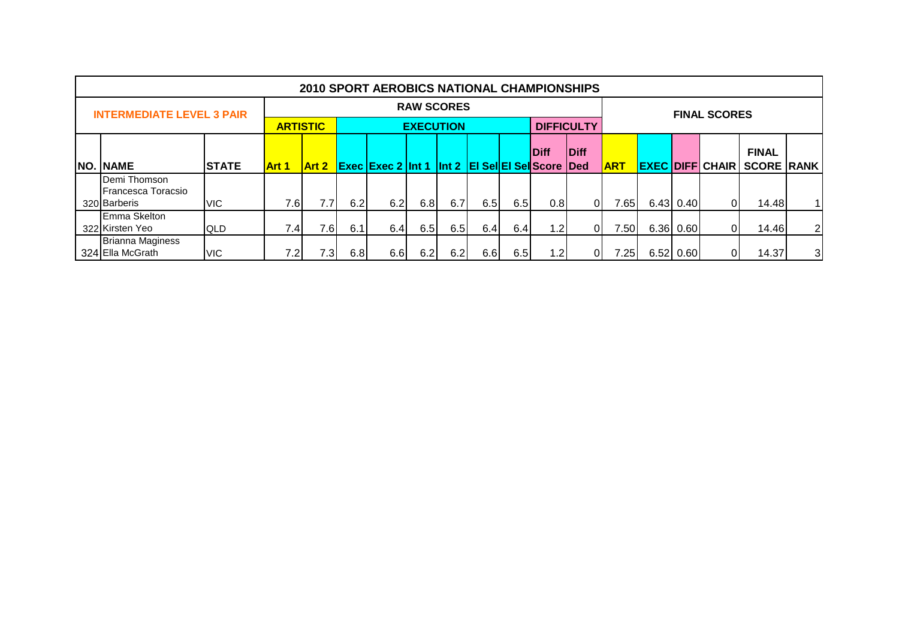# 2010 SPORT AEROBICS NATIONAL CHAMPIONSHIPS

## INTERMEDIATE LEVEL 3 PAIR

| | | | RAW SCORES | | | | | | | | | | FINAL SCORES | | | | | |
|---|---|---|---|---|---|---|---|---|---|---|---|---|---|---|---|---|---|---|
| | | | ARTISTIC | | EXECUTION | | | | | | DIFFICULTY | | | | | | | |
| NO. | NAME | STATE | Art 1 | Art 2 | Exec | Exec 2 | Int 1 | Int 2 | El Sel | El Sel | Diff Score | Diff Ded | ART | EXEC | DIFF | CHAIR | FINAL SCORE | RANK |
| 320 | Demi Thomson Francesca Toracsio Barberis | VIC | 7.6 | 7.7 | 6.2 | 6.2 | 6.8 | 6.7 | 6.5 | 6.5 | 0.8 | 0 | 7.65 | 6.43 | 0.40 | 0 | 14.48 | 1 |
| 322 | Emma Skelton Kirsten Yeo | QLD | 7.4 | 7.6 | 6.1 | 6.4 | 6.5 | 6.5 | 6.4 | 6.4 | 1.2 | 0 | 7.50 | 6.36 | 0.60 | 0 | 14.46 | 2 |
| 324 | Brianna Maginess Ella McGrath | VIC | 7.2 | 7.3 | 6.8 | 6.6 | 6.2 | 6.2 | 6.6 | 6.5 | 1.2 | 0 | 7.25 | 6.52 | 0.60 | 0 | 14.37 | 3 |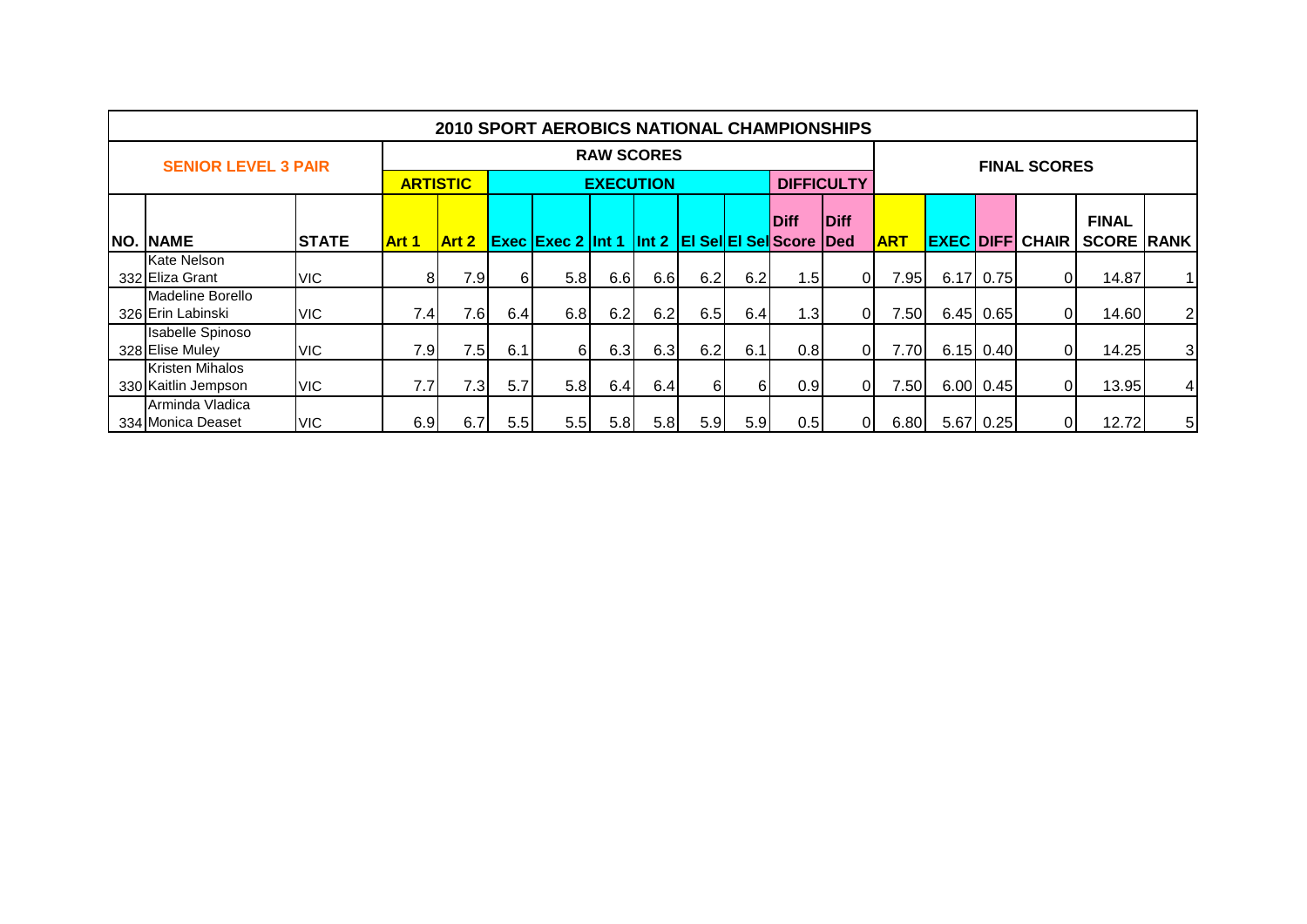| 2010 SPORT AEROBICS NATIONAL CHAMPIONSHIPS | | | | | | | | | | | | | | | | | | | |
|---|---|---|---|---|---|---|---|---|---|---|---|---|---|---|---|---|---|---|---|
| SENIOR LEVEL 3 PAIR | | | RAW SCORES | | | | | | | | | | | FINAL SCORES | | | | | |
| | | | ARTISTIC | | EXECUTION | | | | | | DIFFICULTY | | | | | | | | |
| NO. | NAME | STATE | Art 1 | Art 2 | Exec | Exec 2 | Int 1 | Int 2 | El Sel | El Sel | Diff Score | Diff Ded | ART | EXEC | DIFF | CHAIR | FINAL SCORE | RANK |
| 332 | Kate Nelson Eliza Grant | VIC | 8 | 7.9 | 6 | 5.8 | 6.6 | 6.6 | 6.2 | 6.2 | 1.5 | 0 | 7.95 | 6.17 | 0.75 | 0 | 14.87 | 1 |
| 326 | Madeline Borello Erin Labinski | VIC | 7.4 | 7.6 | 6.4 | 6.8 | 6.2 | 6.2 | 6.5 | 6.4 | 1.3 | 0 | 7.50 | 6.45 | 0.65 | 0 | 14.60 | 2 |
| 328 | Isabelle Spinoso Elise Muley | VIC | 7.9 | 7.5 | 6.1 | 6 | 6.3 | 6.3 | 6.2 | 6.1 | 0.8 | 0 | 7.70 | 6.15 | 0.40 | 0 | 14.25 | 3 |
| 330 | Kristen Mihalos Kaitlin Jempson | VIC | 7.7 | 7.3 | 5.7 | 5.8 | 6.4 | 6.4 | 6 | 6 | 0.9 | 0 | 7.50 | 6.00 | 0.45 | 0 | 13.95 | 4 |
| 334 | Arminda Vladica Monica Deaset | VIC | 6.9 | 6.7 | 5.5 | 5.5 | 5.8 | 5.8 | 5.9 | 5.9 | 0.5 | 0 | 6.80 | 5.67 | 0.25 | 0 | 12.72 | 5 |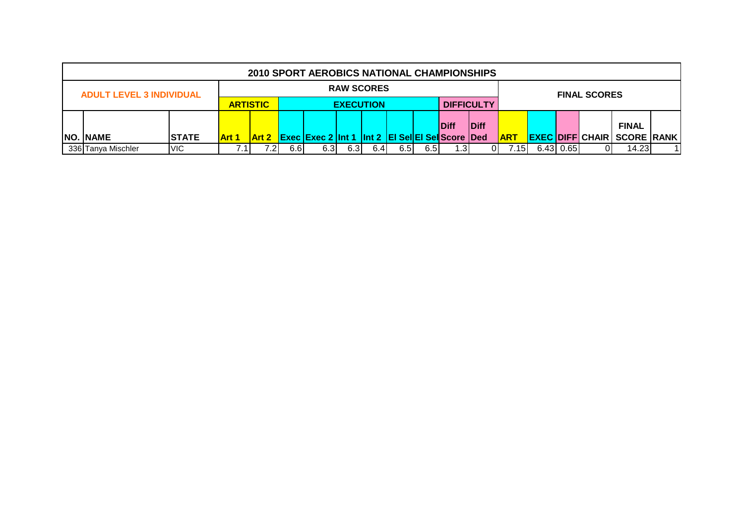## 2010 SPORT AEROBICS NATIONAL CHAMPIONSHIPS

| ADULT LEVEL 3 INDIVIDUAL | | | RAW SCORES | | | | | | | | | | FINAL SCORES | | | | | |
|---|---|---|---|---|---|---|---|---|---|---|---|---|---|---|---|---|---|---|
| | | | ARTISTIC | | EXECUTION | | | | | | DIFFICULTY | | | | | | | |
| NO. | NAME | STATE | Art 1 | Art 2 | Exec | Exec 2 | Int 1 | Int 2 | El Sel | El Sel | Diff Score | Diff Ded | ART | EXEC | DIFF | CHAIR | FINAL SCORE | RANK |
| 336 | Tanya Mischler | VIC | 7.1 | 7.2 | 6.6 | 6.3 | 6.3 | 6.4 | 6.5 | 6.5 | 1.3 | 0 | 7.15 | 6.43 | 0.65 | 0 | 14.23 | 1 |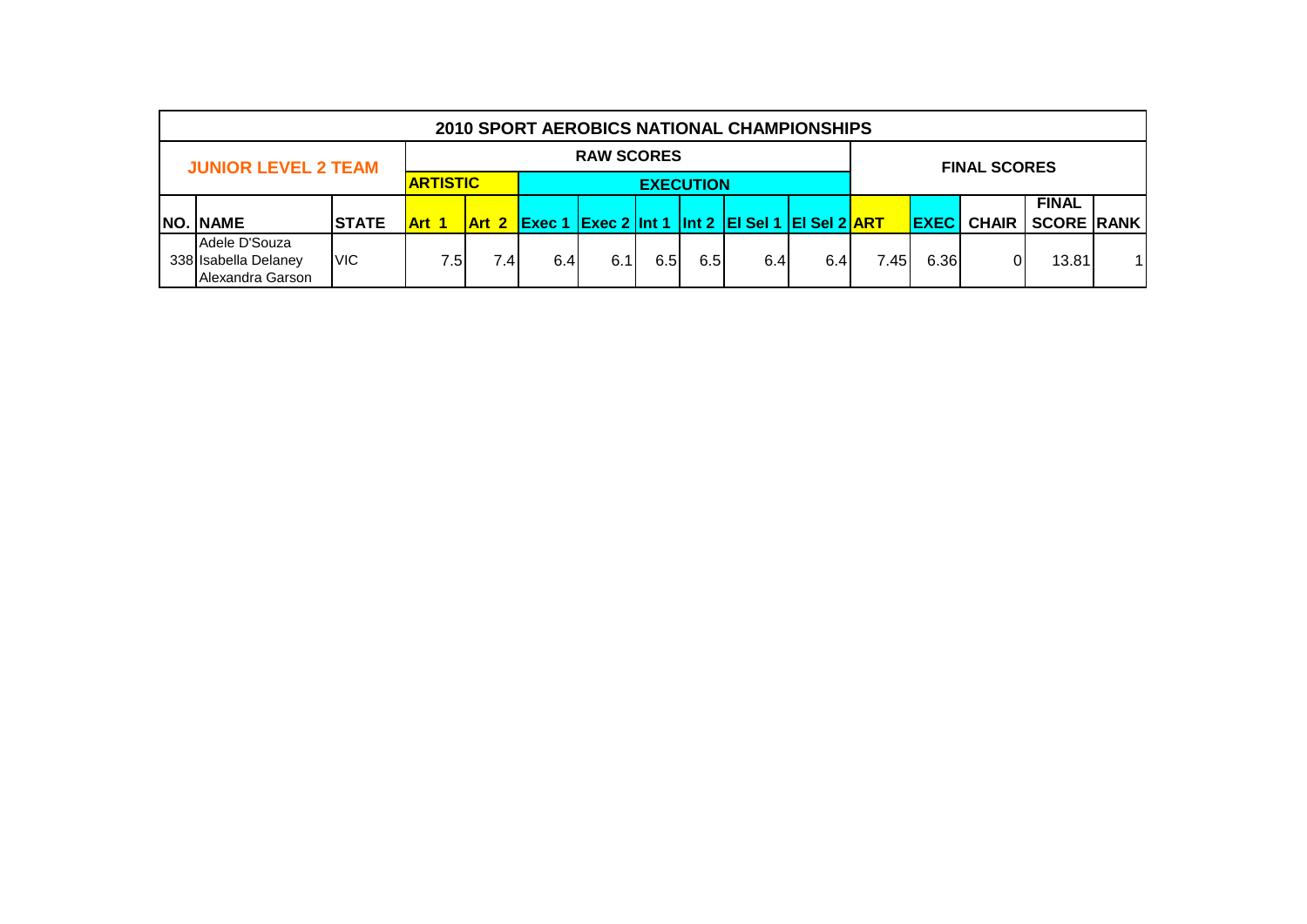## 2010 SPORT AEROBICS NATIONAL CHAMPIONSHIPS

| JUNIOR LEVEL 2 TEAM | | | RAW SCORES | | | | | | | | FINAL SCORES | | | | |
|---|---|---|---|---|---|---|---|---|---|---|---|---|---|---|---|
| | | | ARTISTIC | | EXECUTION | | | | | | | | | | |
| NO. | NAME | STATE | Art 1 | Art 2 | Exec 1 | Exec 2 | Int 1 | Int 2 | El Sel 1 | El Sel 2 | ART | EXEC | CHAIR | FINAL SCORE | RANK |
| 338 | Adele D'Souza<br>Isabella Delaney<br>Alexandra Garson | VIC | 7.5 | 7.4 | 6.4 | 6.1 | 6.5 | 6.5 | 6.4 | 6.4 | 7.45 | 6.36 | 0 | 13.81 | 1 |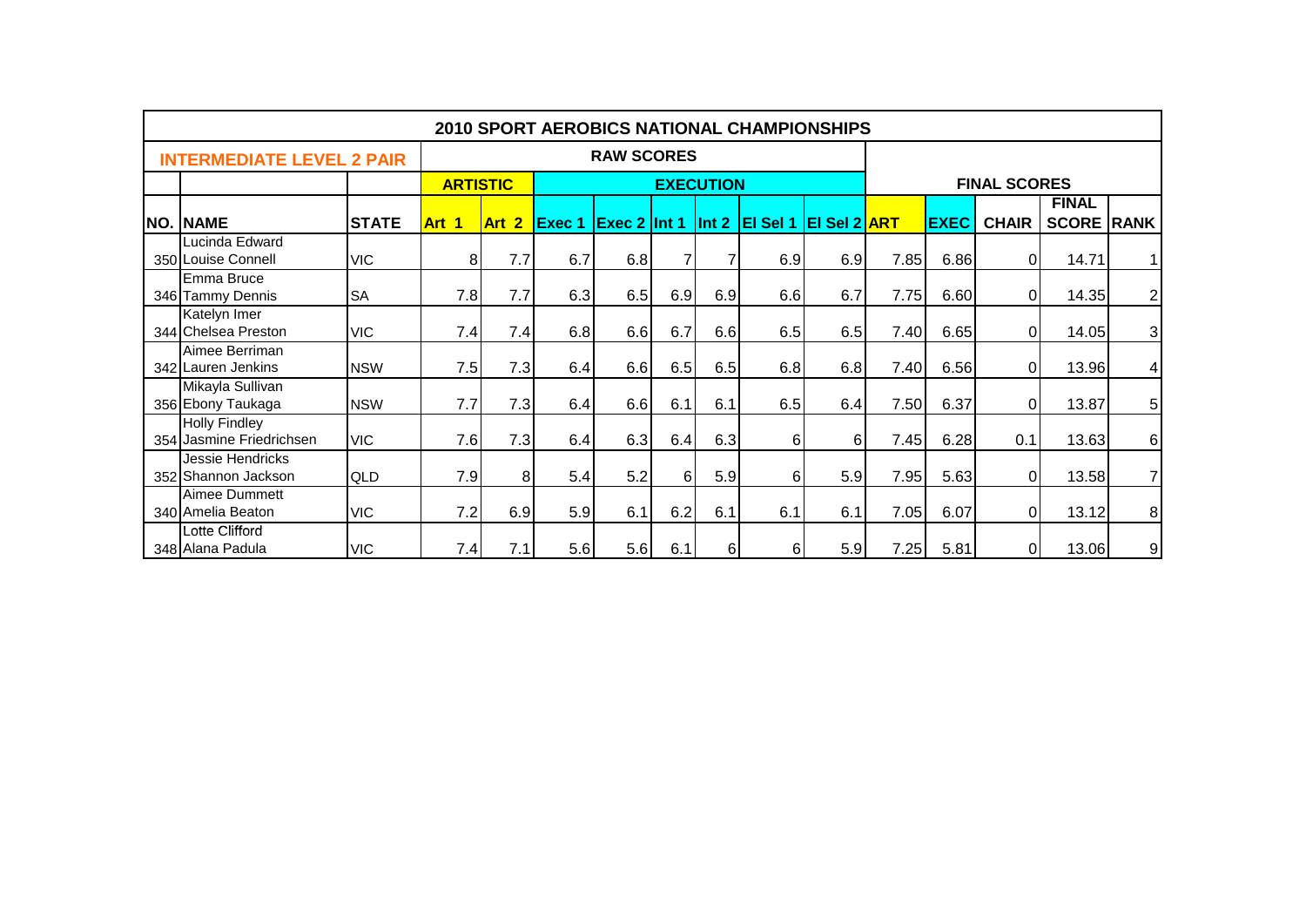## 2010 SPORT AEROBICS NATIONAL CHAMPIONSHIPS

| INTERMEDIATE LEVEL 2 PAIR | | | RAW SCORES | | | | | | | | FINAL SCORES | | | | |
|---|---|---|---|---|---|---|---|---|---|---|---|---|---|---|---|
| | | | ARTISTIC | | EXECUTION | | | | | | | | | | |
| NO. | NAME | STATE | Art 1 | Art 2 | Exec 1 | Exec 2 | Int 1 | Int 2 | El Sel 1 | El Sel 2 | ART | EXEC | CHAIR | FINAL SCORE | RANK |
| 350 | Lucinda Edward Louise Connell | VIC | 8 | 7.7 | 6.7 | 6.8 | 7 | 7 | 6.9 | 6.9 | 7.85 | 6.86 | 0 | 14.71 | 1 |
| 346 | Emma Bruce Tammy Dennis | SA | 7.8 | 7.7 | 6.3 | 6.5 | 6.9 | 6.9 | 6.6 | 6.7 | 7.75 | 6.60 | 0 | 14.35 | 2 |
| 344 | Katelyn Imer Chelsea Preston | VIC | 7.4 | 7.4 | 6.8 | 6.6 | 6.7 | 6.6 | 6.5 | 6.5 | 7.40 | 6.65 | 0 | 14.05 | 3 |
| 342 | Aimee Berriman Lauren Jenkins | NSW | 7.5 | 7.3 | 6.4 | 6.6 | 6.5 | 6.5 | 6.8 | 6.8 | 7.40 | 6.56 | 0 | 13.96 | 4 |
| 356 | Mikayla Sullivan Ebony Taukaga | NSW | 7.7 | 7.3 | 6.4 | 6.6 | 6.1 | 6.1 | 6.5 | 6.4 | 7.50 | 6.37 | 0 | 13.87 | 5 |
| 354 | Holly Findley Jasmine Friedrichsen | VIC | 7.6 | 7.3 | 6.4 | 6.3 | 6.4 | 6.3 | 6 | 6 | 7.45 | 6.28 | 0.1 | 13.63 | 6 |
| 352 | Jessie Hendricks Shannon Jackson | QLD | 7.9 | 8 | 5.4 | 5.2 | 6 | 5.9 | 6 | 5.9 | 7.95 | 5.63 | 0 | 13.58 | 7 |
| 340 | Aimee Dummett Amelia Beaton | VIC | 7.2 | 6.9 | 5.9 | 6.1 | 6.2 | 6.1 | 6.1 | 6.1 | 7.05 | 6.07 | 0 | 13.12 | 8 |
| 348 | Lotte Clifford Alana Padula | VIC | 7.4 | 7.1 | 5.6 | 5.6 | 6.1 | 6 | 6 | 5.9 | 7.25 | 5.81 | 0 | 13.06 | 9 |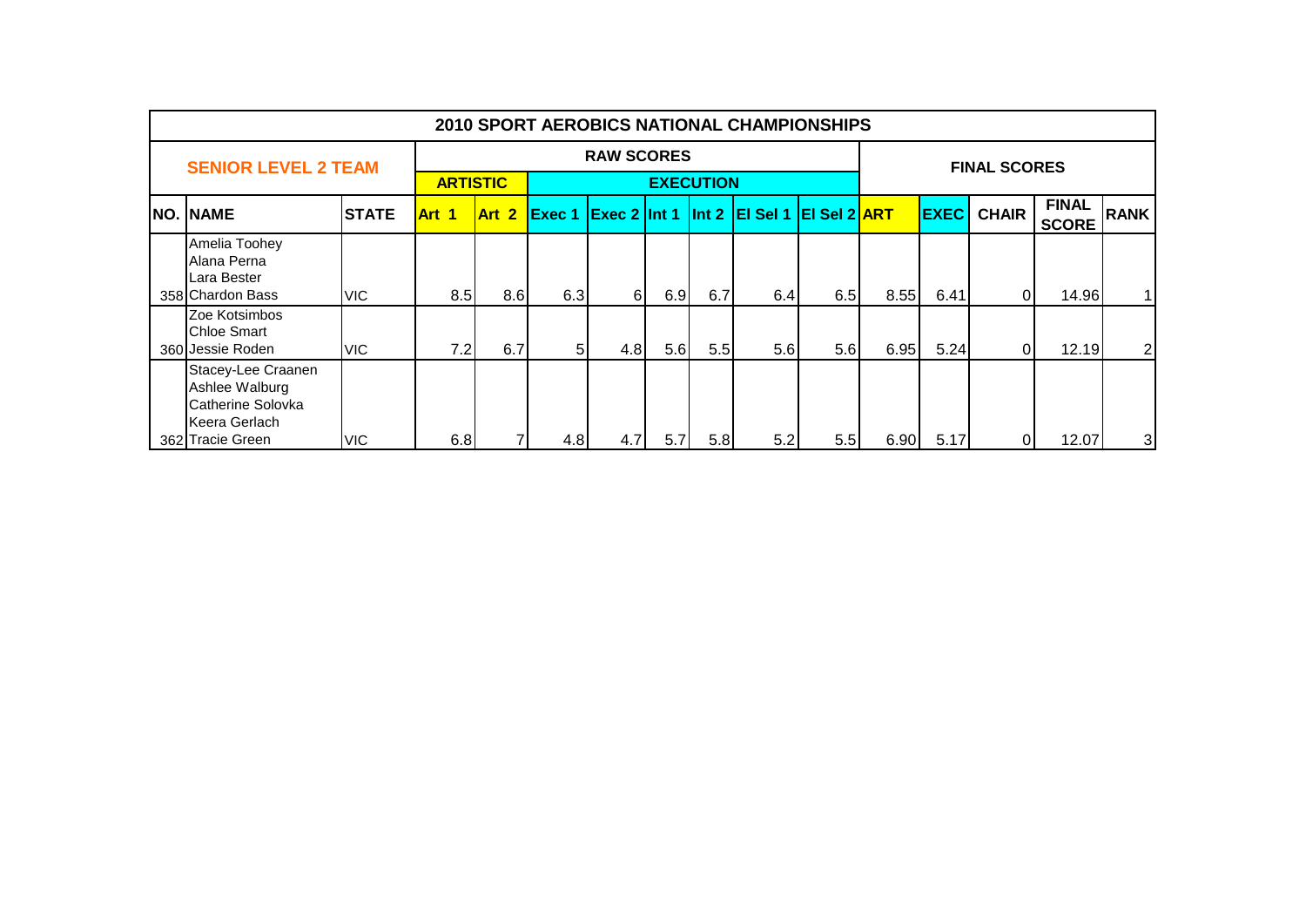# 2010 SPORT AEROBICS NATIONAL CHAMPIONSHIPS

## SENIOR LEVEL 2 TEAM

| | | | RAW SCORES | | | | | | | | FINAL SCORES | | | | |
|---|---|---|---|---|---|---|---|---|---|---|---|---|---|---|---|
| | | | ARTISTIC | | EXECUTION | | | | | | | | | | |
| NO. | NAME | STATE | Art 1 | Art 2 | Exec 1 | Exec 2 | Int 1 | Int 2 | El Sel 1 | El Sel 2 | ART | EXEC | CHAIR | FINAL SCORE | RANK |
| 358 | Amelia Toohey<br>Alana Perna<br>Lara Bester<br>Chardon Bass | VIC | 8.5 | 8.6 | 6.3 | 6 | 6.9 | 6.7 | 6.4 | 6.5 | 8.55 | 6.41 | 0 | 14.96 | 1 |
| 360 | Zoe Kotsimbos<br>Chloe Smart<br>Jessie Roden | VIC | 7.2 | 6.7 | 5 | 4.8 | 5.6 | 5.5 | 5.6 | 5.6 | 6.95 | 5.24 | 0 | 12.19 | 2 |
| 362 | Stacey-Lee Craanen<br>Ashlee Walburg<br>Catherine Solovka<br>Keera Gerlach<br>Tracie Green | VIC | 6.8 | 7 | 4.8 | 4.7 | 5.7 | 5.8 | 5.2 | 5.5 | 6.90 | 5.17 | 0 | 12.07 | 3 |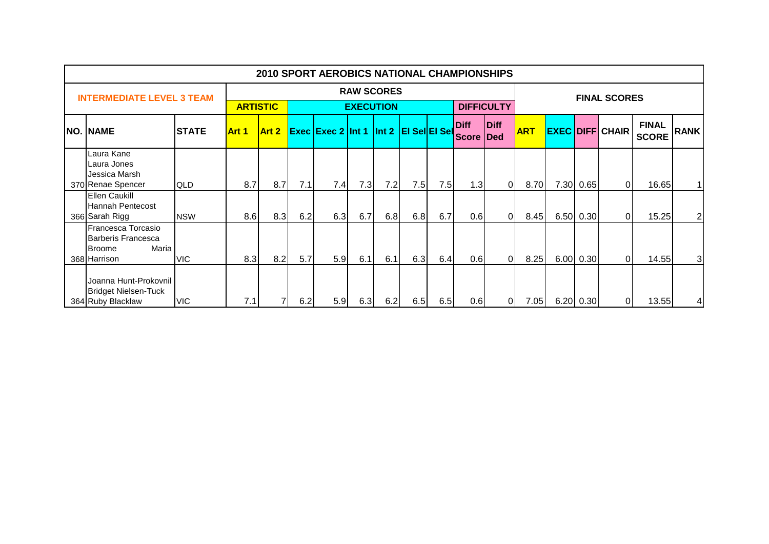## 2010 SPORT AEROBICS NATIONAL CHAMPIONSHIPS

| INTERMEDIATE LEVEL 3 TEAM | | | RAW SCORES | | | | | | | | | | FINAL SCORES | | | | | |
|---|---|---|---|---|---|---|---|---|---|---|---|---|---|---|---|---|---|---|
| | | | ARTISTIC | | EXECUTION | | | | | | DIFFICULTY | | | | | | | |
| NO. | NAME | STATE | Art 1 | Art 2 | Exec | Exec 2 | Int 1 | Int 2 | El Sel | El Sel | Diff Score | Diff Ded | ART | EXEC | DIFF | CHAIR | FINAL SCORE | RANK |
| 370 | Laura Kane Laura Jones Jessica Marsh Renae Spencer | QLD | 8.7 | 8.7 | 7.1 | 7.4 | 7.3 | 7.2 | 7.5 | 7.5 | 1.3 | 0 | 8.70 | 7.30 | 0.65 | 0 | 16.65 | 1 |
| 366 | Ellen Caukill Hannah Pentecost Sarah Rigg | NSW | 8.6 | 8.3 | 6.2 | 6.3 | 6.7 | 6.8 | 6.8 | 6.7 | 0.6 | 0 | 8.45 | 6.50 | 0.30 | 0 | 15.25 | 2 |
| 368 | Francesca Torcasio Barberis Francesca Broome Maria Harrison | VIC | 8.3 | 8.2 | 5.7 | 5.9 | 6.1 | 6.1 | 6.3 | 6.4 | 0.6 | 0 | 8.25 | 6.00 | 0.30 | 0 | 14.55 | 3 |
| 364 | Joanna Hunt-Prokovnil Bridget Nielsen-Tuck Ruby Blacklaw | VIC | 7.1 | 7 | 6.2 | 5.9 | 6.3 | 6.2 | 6.5 | 6.5 | 0.6 | 0 | 7.05 | 6.20 | 0.30 | 0 | 13.55 | 4 |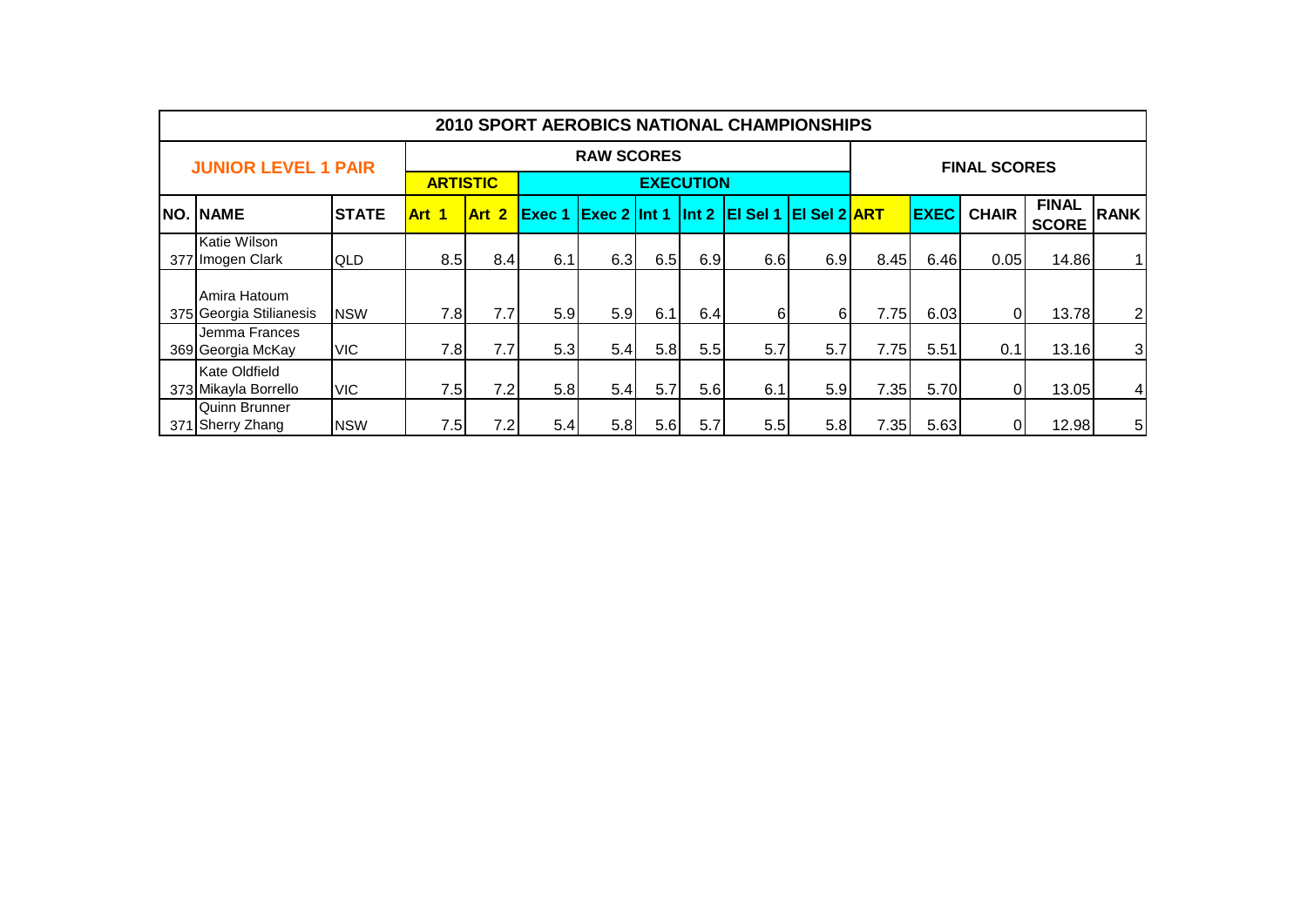# 2010 SPORT AEROBICS NATIONAL CHAMPIONSHIPS

| JUNIOR LEVEL 1 PAIR | | | RAW SCORES | | | | | | | | FINAL SCORES | | | | |
|---|---|---|---|---|---|---|---|---|---|---|---|---|---|---|---|
| | | | ARTISTIC | | EXECUTION | | | | | | | | | | |
| NO. | NAME | STATE | Art 1 | Art 2 | Exec 1 | Exec 2 | Int 1 | Int 2 | El Sel 1 | El Sel 2 | ART | EXEC | CHAIR | FINAL SCORE | RANK |
| 377 | Katie Wilson Imogen Clark | QLD | 8.5 | 8.4 | 6.1 | 6.3 | 6.5 | 6.9 | 6.6 | 6.9 | 8.45 | 6.46 | 0.05 | 14.86 | 1 |
| 375 | Amira Hatoum Georgia Stilianesis | NSW | 7.8 | 7.7 | 5.9 | 5.9 | 6.1 | 6.4 | 6 | 6 | 7.75 | 6.03 | 0 | 13.78 | 2 |
| 369 | Jemma Frances Georgia McKay | VIC | 7.8 | 7.7 | 5.3 | 5.4 | 5.8 | 5.5 | 5.7 | 5.7 | 7.75 | 5.51 | 0.1 | 13.16 | 3 |
| 373 | Kate Oldfield Mikayla Borrello | VIC | 7.5 | 7.2 | 5.8 | 5.4 | 5.7 | 5.6 | 6.1 | 5.9 | 7.35 | 5.70 | 0 | 13.05 | 4 |
| 371 | Quinn Brunner Sherry Zhang | NSW | 7.5 | 7.2 | 5.4 | 5.8 | 5.6 | 5.7 | 5.5 | 5.8 | 7.35 | 5.63 | 0 | 12.98 | 5 |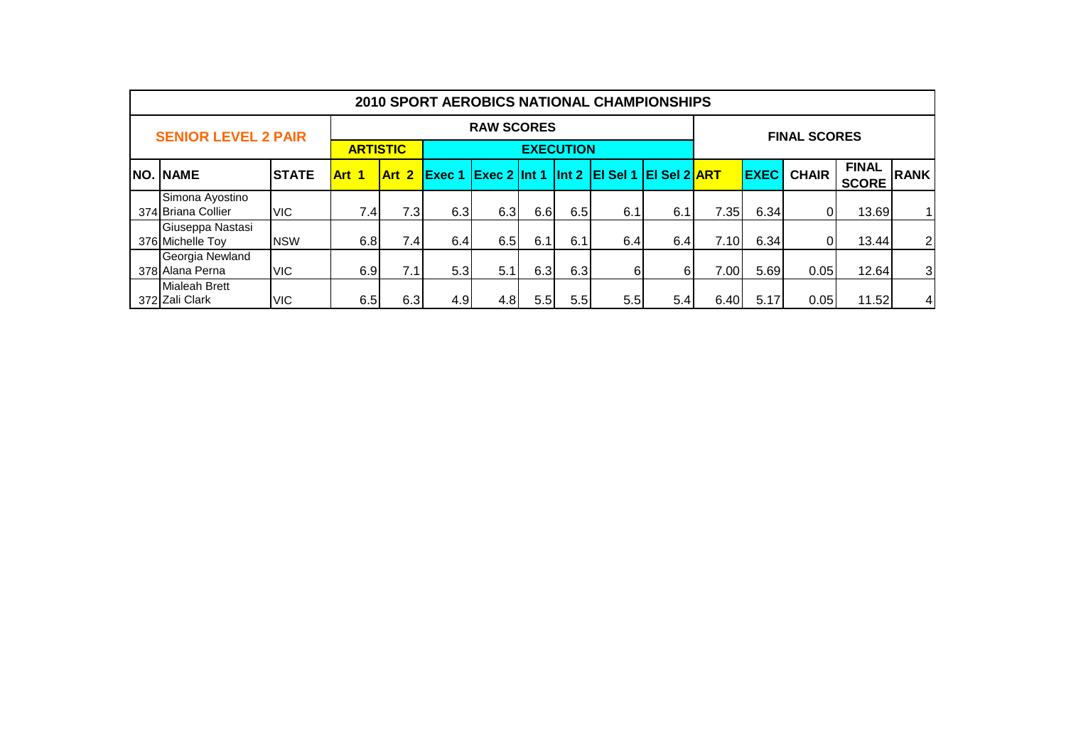# 2010 SPORT AEROBICS NATIONAL CHAMPIONSHIPS

| SENIOR LEVEL 2 PAIR | | | RAW SCORES | | | | | | | | FINAL SCORES | | | | |
|---|---|---|---|---|---|---|---|---|---|---|---|---|---|---|---|
| | | | ARTISTIC | | EXECUTION | | | | | | | | | | |
| NO. | NAME | STATE | Art 1 | Art 2 | Exec 1 | Exec 2 | Int 1 | Int 2 | El Sel 1 | El Sel 2 | ART | EXEC | CHAIR | FINAL SCORE | RANK |
| 374 | Simona Ayostino Briana Collier | VIC | 7.4 | 7.3 | 6.3 | 6.3 | 6.6 | 6.5 | 6.1 | 6.1 | 7.35 | 6.34 | 0 | 13.69 | 1 |
| 376 | Giuseppa Nastasi Michelle Toy | NSW | 6.8 | 7.4 | 6.4 | 6.5 | 6.1 | 6.1 | 6.4 | 6.4 | 7.10 | 6.34 | 0 | 13.44 | 2 |
| 378 | Georgia Newland Alana Perna | VIC | 6.9 | 7.1 | 5.3 | 5.1 | 6.3 | 6.3 | 6 | 6 | 7.00 | 5.69 | 0.05 | 12.64 | 3 |
| 372 | Mialeah Brett Zali Clark | VIC | 6.5 | 6.3 | 4.9 | 4.8 | 5.5 | 5.5 | 5.5 | 5.4 | 6.40 | 5.17 | 0.05 | 11.52 | 4 |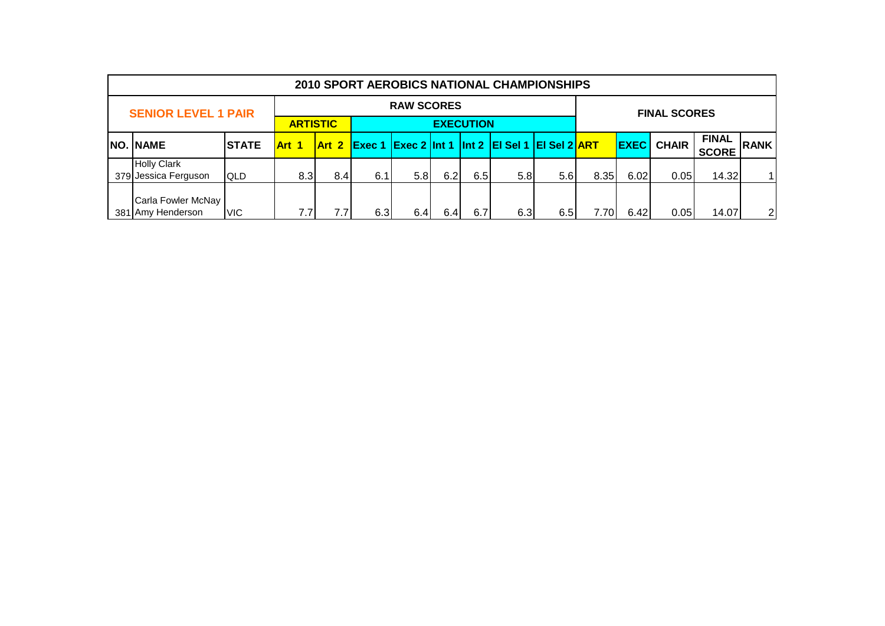| 2010 SPORT AEROBICS NATIONAL CHAMPIONSHIPS | | | | | | | | | | | | | | | | |
|---|---|---|---|---|---|---|---|---|---|---|---|---|---|---|---|---|
| SENIOR LEVEL 1 PAIR | | | RAW SCORES | | | | | | | | | FINAL SCORES | | | | |
| | | | ARTISTIC | | EXECUTION | | | | | | | | | | | |
| NO. | NAME | STATE | Art 1 | Art 2 | Exec 1 | Exec 2 | Int 1 | Int 2 | EI Sel 1 | EI Sel 2 | ART | EXEC | CHAIR | FINAL SCORE | RANK |
| 379 | Holly Clark Jessica Ferguson | QLD | 8.3 | 8.4 | 6.1 | 5.8 | 6.2 | 6.5 | 5.8 | 5.6 | 8.35 | 6.02 | 0.05 | 14.32 | 1 |
| 381 | Carla Fowler McNay Amy Henderson | VIC | 7.7 | 7.7 | 6.3 | 6.4 | 6.4 | 6.7 | 6.3 | 6.5 | 7.70 | 6.42 | 0.05 | 14.07 | 2 |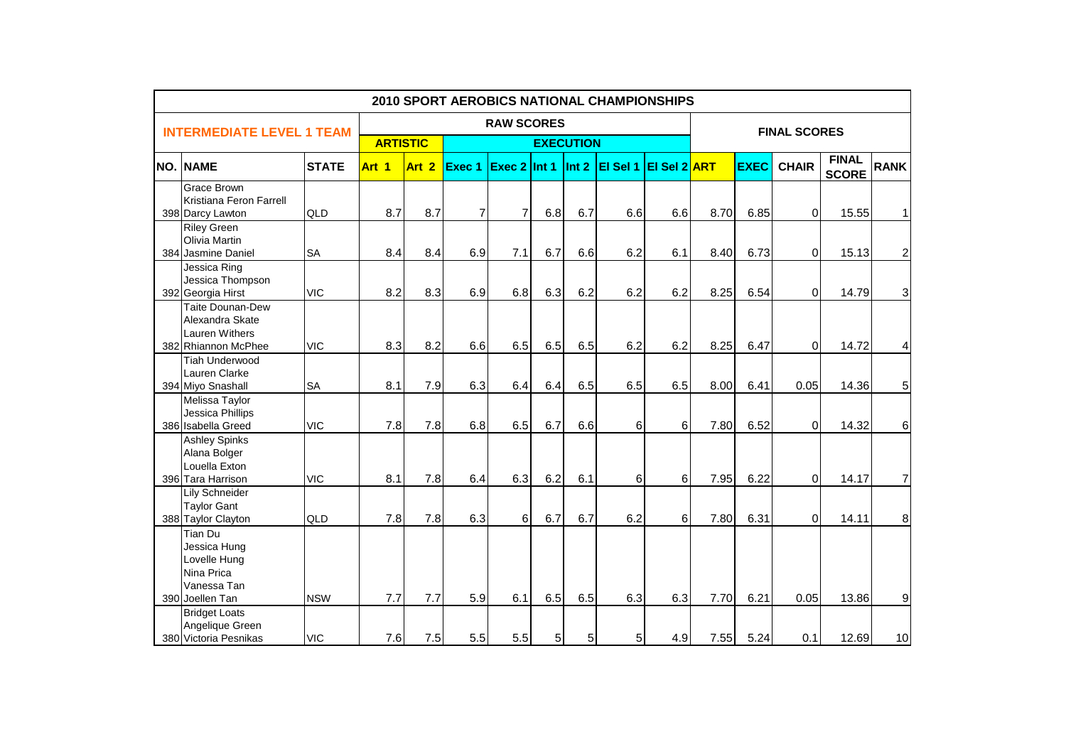# 2010 SPORT AEROBICS NATIONAL CHAMPIONSHIPS

## INTERMEDIATE LEVEL 1 TEAM

| | | | RAW SCORES | | | | | | | | | FINAL SCORES | | | | |
|---|---|---|---|---|---|---|---|---|---|---|---|---|---|---|---|---|
| | | | ARTISTIC | | EXECUTION | | | | | | | | | | | |
| NO. | NAME | STATE | Art 1 | Art 2 | Exec 1 | Exec 2 | Int 1 | Int 2 | El Sel 1 | El Sel 2 | ART | EXEC | CHAIR | FINAL SCORE | RANK |
| 398 | Grace Brown<br>Kristiana Feron Farrell<br>Darcy Lawton | QLD | 8.7 | 8.7 | 7 | 7 | 6.8 | 6.7 | 6.6 | 6.6 | 8.70 | 6.85 | 0 | 15.55 | 1 |
| 384 | Riley Green<br>Olivia Martin<br>Jasmine Daniel | SA | 8.4 | 8.4 | 6.9 | 7.1 | 6.7 | 6.6 | 6.2 | 6.1 | 8.40 | 6.73 | 0 | 15.13 | 2 |
| 392 | Jessica Ring<br>Jessica Thompson<br>Georgia Hirst | VIC | 8.2 | 8.3 | 6.9 | 6.8 | 6.3 | 6.2 | 6.2 | 6.2 | 8.25 | 6.54 | 0 | 14.79 | 3 |
| 382 | Taite Dounan-Dew<br>Alexandra Skate<br>Lauren Withers<br>Rhiannon McPhee | VIC | 8.3 | 8.2 | 6.6 | 6.5 | 6.5 | 6.5 | 6.2 | 6.2 | 8.25 | 6.47 | 0 | 14.72 | 4 |
| 394 | Tiah Underwood<br>Lauren Clarke<br>Miyo Snashall | SA | 8.1 | 7.9 | 6.3 | 6.4 | 6.4 | 6.5 | 6.5 | 6.5 | 8.00 | 6.41 | 0.05 | 14.36 | 5 |
| 386 | Melissa Taylor<br>Jessica Phillips<br>Isabella Greed | VIC | 7.8 | 7.8 | 6.8 | 6.5 | 6.7 | 6.6 | 6 | 6 | 7.80 | 6.52 | 0 | 14.32 | 6 |
| 396 | Ashley Spinks<br>Alana Bolger<br>Louella Exton<br>Tara Harrison | VIC | 8.1 | 7.8 | 6.4 | 6.3 | 6.2 | 6.1 | 6 | 6 | 7.95 | 6.22 | 0 | 14.17 | 7 |
| 388 | Lily Schneider<br>Taylor Gant<br>Taylor Clayton | QLD | 7.8 | 7.8 | 6.3 | 6 | 6.7 | 6.7 | 6.2 | 6 | 7.80 | 6.31 | 0 | 14.11 | 8 |
| 390 | Tian Du<br>Jessica Hung<br>Lovelle Hung<br>Nina Prica<br>Vanessa Tan<br>Joellen Tan | NSW | 7.7 | 7.7 | 5.9 | 6.1 | 6.5 | 6.5 | 6.3 | 6.3 | 7.70 | 6.21 | 0.05 | 13.86 | 9 |
| 380 | Bridget Loats<br>Angelique Green<br>Victoria Pesnikas | VIC | 7.6 | 7.5 | 5.5 | 5.5 | 5 | 5 | 5 | 4.9 | 7.55 | 5.24 | 0.1 | 12.69 | 10 |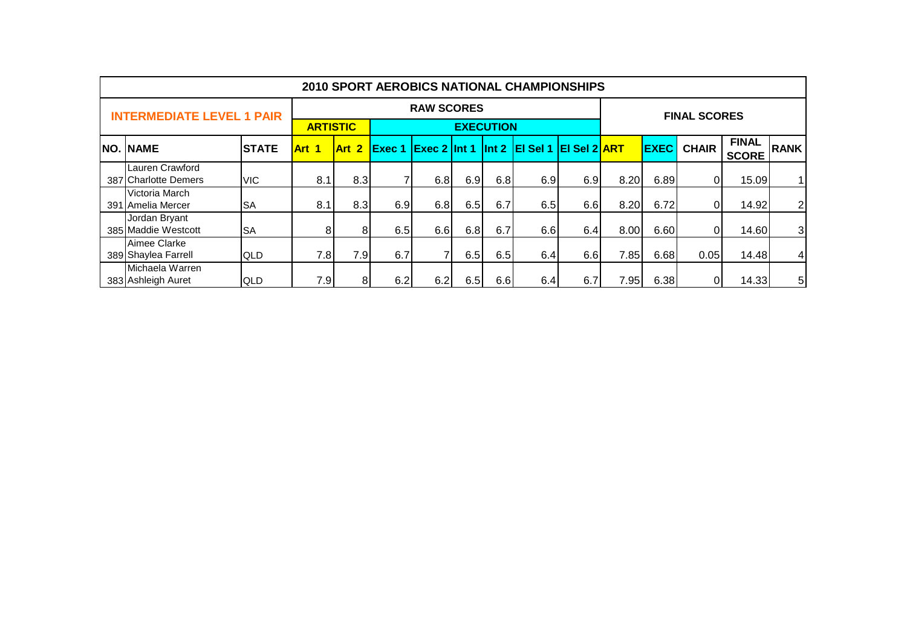## 2010 SPORT AEROBICS NATIONAL CHAMPIONSHIPS

| INTERMEDIATE LEVEL 1 PAIR | | | RAW SCORES | | | | | | | | FINAL SCORES | | | | |
|---|---|---|---|---|---|---|---|---|---|---|---|---|---|---|---|
| | | | ARTISTIC | | EXECUTION | | | | | | | | | | |
| NO. | NAME | STATE | Art 1 | Art 2 | Exec 1 | Exec 2 | Int 1 | Int 2 | El Sel 1 | El Sel 2 | ART | EXEC | CHAIR | FINAL SCORE | RANK |
| 387 | Lauren Crawford Charlotte Demers | VIC | 8.1 | 8.3 | 7 | 6.8 | 6.9 | 6.8 | 6.9 | 6.9 | 8.20 | 6.89 | 0 | 15.09 | 1 |
| 391 | Victoria March Amelia Mercer | SA | 8.1 | 8.3 | 6.9 | 6.8 | 6.5 | 6.7 | 6.5 | 6.6 | 8.20 | 6.72 | 0 | 14.92 | 2 |
| 385 | Jordan Bryant Maddie Westcott | SA | 8 | 8 | 6.5 | 6.6 | 6.8 | 6.7 | 6.6 | 6.4 | 8.00 | 6.60 | 0 | 14.60 | 3 |
| 389 | Aimee Clarke Shaylea Farrell | QLD | 7.8 | 7.9 | 6.7 | 7 | 6.5 | 6.5 | 6.4 | 6.6 | 7.85 | 6.68 | 0.05 | 14.48 | 4 |
| 383 | Michaela Warren Ashleigh Auret | QLD | 7.9 | 8 | 6.2 | 6.2 | 6.5 | 6.6 | 6.4 | 6.7 | 7.95 | 6.38 | 0 | 14.33 | 5 |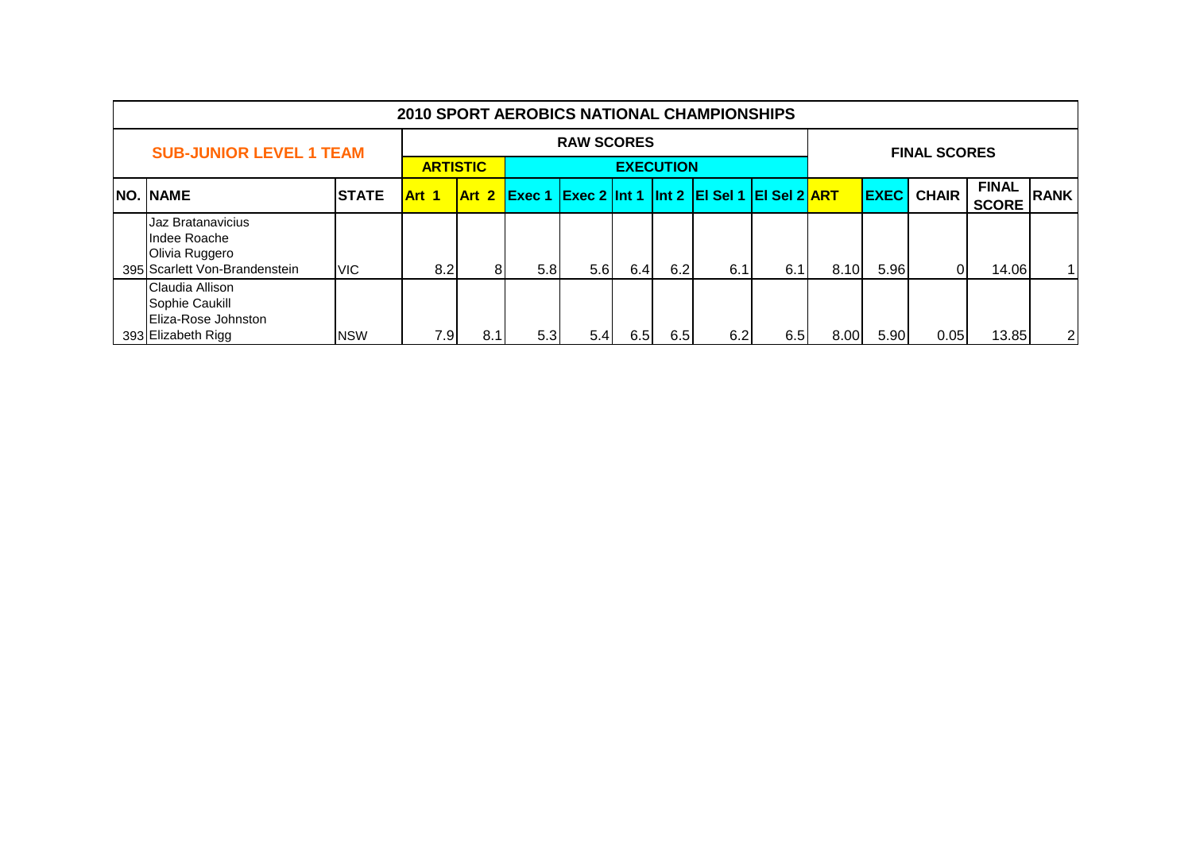| 2010 SPORT AEROBICS NATIONAL CHAMPIONSHIPS | | | | | | | | | | | | | | | | |
|---|---|---|---|---|---|---|---|---|---|---|---|---|---|---|---|---|
| SUB-JUNIOR LEVEL 1 TEAM | | | RAW SCORES | | | | | | | | FINAL SCORES | | | | | |
| | | | ARTISTIC | | EXECUTION | | | | | | | | | | | |
| NO. | NAME | STATE | Art 1 | Art 2 | Exec 1 | Exec 2 | Int 1 | Int 2 | El Sel 1 | El Sel 2 | ART | EXEC | CHAIR | FINAL SCORE | RANK |
| 395 | Jaz Bratanavicius<br>Indee Roache<br>Olivia Ruggero<br>Scarlett Von-Brandenstein | VIC | 8.2 | 8 | 5.8 | 5.6 | 6.4 | 6.2 | 6.1 | 6.1 | 8.10 | 5.96 | 0 | 14.06 | 1 |
| 393 | Claudia Allison<br>Sophie Caukill<br>Eliza-Rose Johnston<br>Elizabeth Rigg | NSW | 7.9 | 8.1 | 5.3 | 5.4 | 6.5 | 6.5 | 6.2 | 6.5 | 8.00 | 5.90 | 0.05 | 13.85 | 2 |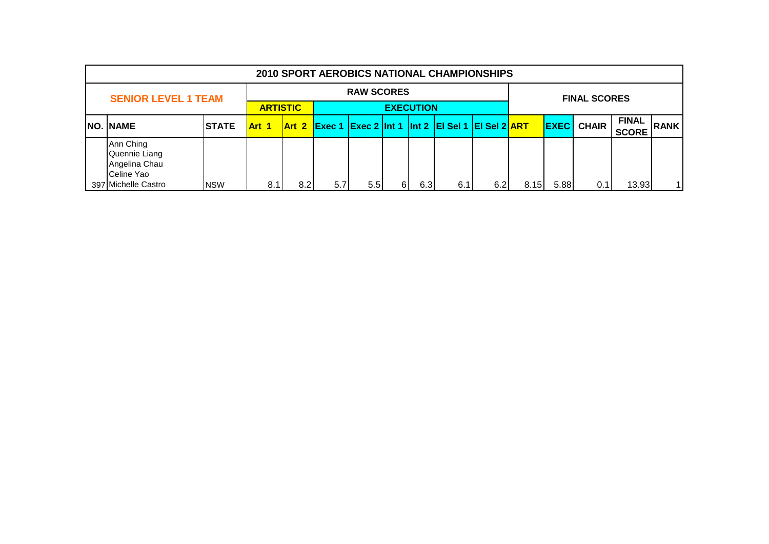# 2010 SPORT AEROBICS NATIONAL CHAMPIONSHIPS

## SENIOR LEVEL 1 TEAM

| | | | RAW SCORES | | | | | | | | | | FINAL SCORES | | | | |
|---|---|---|---|---|---|---|---|---|---|---|---|---|---|---|---|---|---|
| | | | ARTISTIC | | EXECUTION | | | | | | | | | | | | |
| NO. | NAME | STATE | Art 1 | Art 2 | Exec 1 | Exec 2 | Int 1 | Int 2 | El Sel 1 | El Sel 2 | ART | EXEC | CHAIR | FINAL SCORE | RANK |
| 397 | Ann Ching<br>Quennie Liang<br>Angelina Chau<br>Celine Yao<br>Michelle Castro | NSW | 8.1 | 8.2 | 5.7 | 5.5 | 6 | 6.3 | 6.1 | 6.2 | 8.15 | 5.88 | 0.1 | 13.93 | 1 |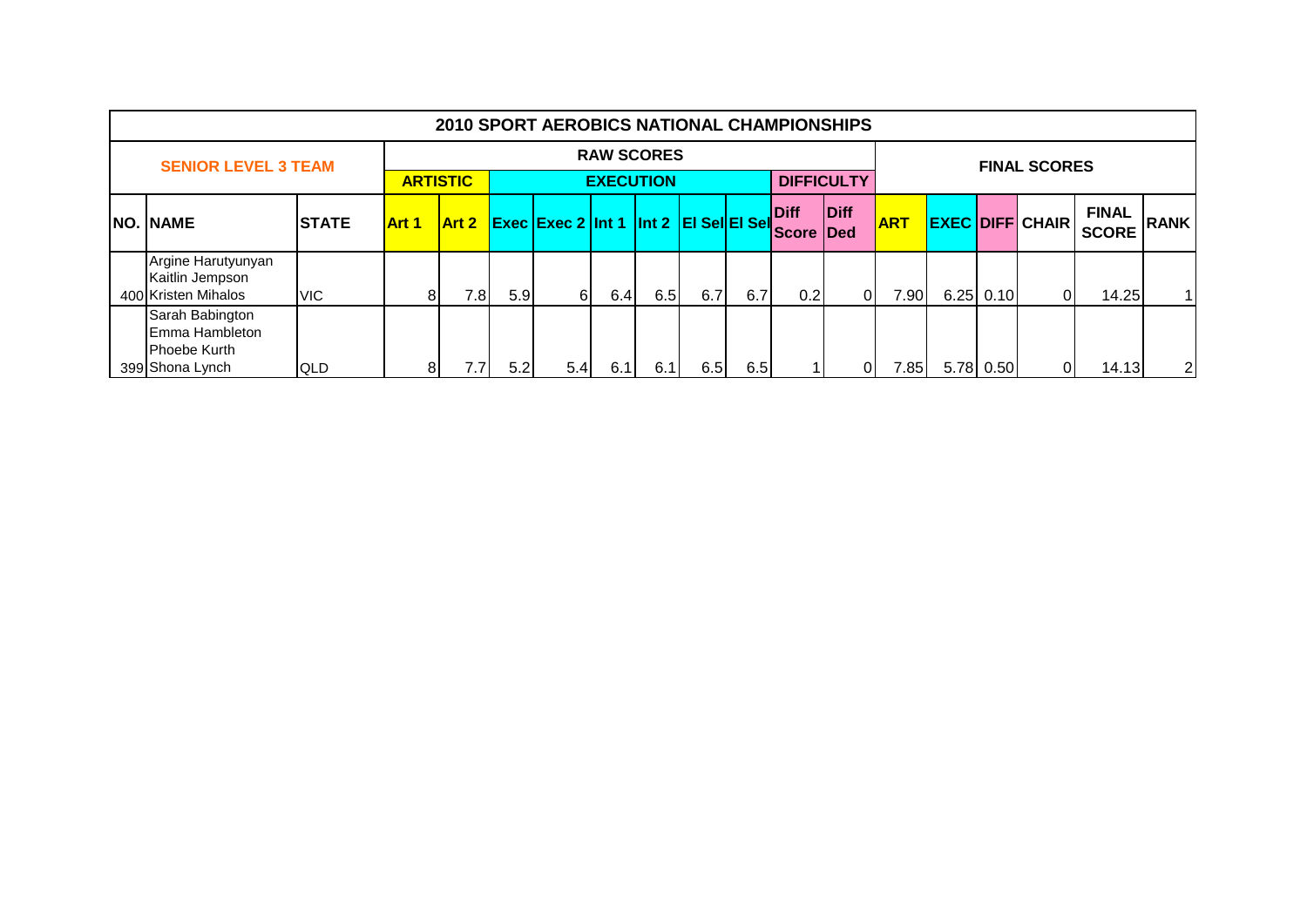# 2010 SPORT AEROBICS NATIONAL CHAMPIONSHIPS

| SENIOR LEVEL 3 TEAM | | | RAW SCORES | | | | | | | | | | FINAL SCORES | | | | | |
|---|---|---|---|---|---|---|---|---|---|---|---|---|---|---|---|---|---|---|
| | | | ARTISTIC | | EXECUTION | | | | | | DIFFICULTY | | | | | | | |
| NO. | NAME | STATE | Art 1 | Art 2 | Exec | Exec 2 | Int 1 | Int 2 | El Sel | El Sel | Diff Score | Diff Ded | ART | EXEC | DIFF | CHAIR | FINAL SCORE | RANK |
| 400 | Argine Harutyunyan Kaitlin Jempson Kristen Mihalos | VIC | 8 | 7.8 | 5.9 | 6 | 6.4 | 6.5 | 6.7 | 6.7 | 0.2 | 0 | 7.90 | 6.25 | 0.10 | 0 | 14.25 | 1 |
| 399 | Sarah Babington Emma Hambleton Phoebe Kurth Shona Lynch | QLD | 8 | 7.7 | 5.2 | 5.4 | 6.1 | 6.1 | 6.5 | 6.5 | 1 | 0 | 7.85 | 5.78 | 0.50 | 0 | 14.13 | 2 |